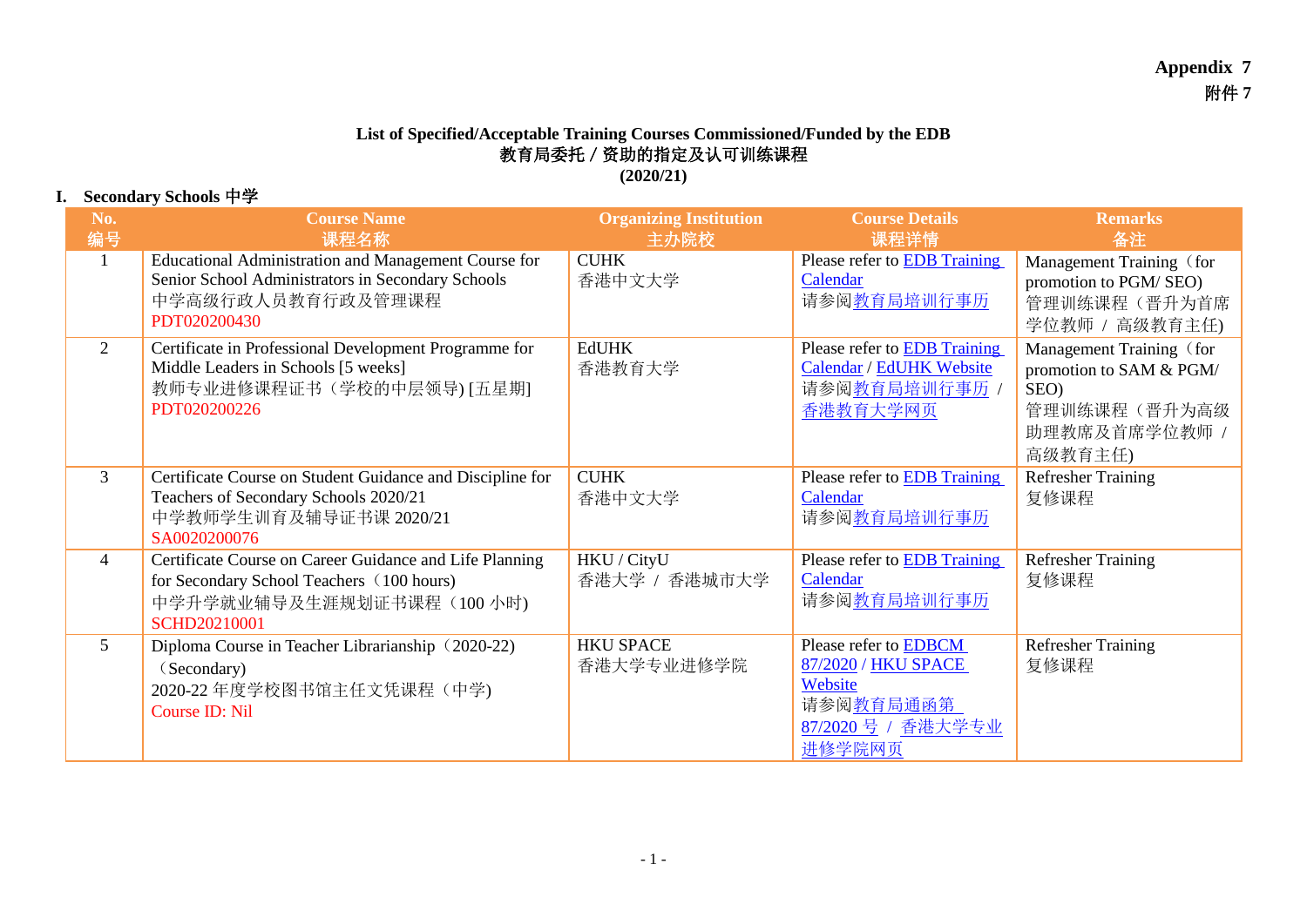**Appendix 7**
**附件 7**

## List of Specified/Acceptable Training Courses Commissioned/Funded by the EDB
## 教育局委托 / 资助的指定及认可训练课程
## (2020/21)

### I. Secondary Schools 中学

| No. 编号 | Course Name 课程名称 | Organizing Institution 主办院校 | Course Details 课程详情 | Remarks 备注 |
|---|---|---|---|---|
| 1 | Educational Administration and Management Course for Senior School Administrators in Secondary Schools<br>中学高级行政人员教育行政及管理课程<br>PDT020200430 | CUHK<br>香港中文大学 | Please refer to EDB Training Calendar<br>请参阅教育局培训行事历 | Management Training（for promotion to PGM/ SEO)<br>管理训练课程（晋升为首席学位教师 / 高级教育主任) |
| 2 | Certificate in Professional Development Programme for Middle Leaders in Schools [5 weeks]<br>教师专业进修课程证书（学校的中层领导) [五星期]<br>PDT020200226 | EdUHK<br>香港教育大学 | Please refer to EDB Training Calendar / EdUHK Website<br>请参阅教育局培训行事历 / 香港教育大学网页 | Management Training（for promotion to SAM & PGM/ SEO)<br>管理训练课程（晋升为高级助理教席及首席学位教师 / 高级教育主任) |
| 3 | Certificate Course on Student Guidance and Discipline for Teachers of Secondary Schools 2020/21<br>中学教师学生训育及辅导证书课 2020/21<br>SA0020200076 | CUHK<br>香港中文大学 | Please refer to EDB Training Calendar<br>请参阅教育局培训行事历 | Refresher Training<br>复修课程 |
| 4 | Certificate Course on Career Guidance and Life Planning for Secondary School Teachers（100 hours)<br>中学升学就业辅导及生涯规划证书课程（100 小时)<br>SCHD20210001 | HKU / CityU<br>香港大学 / 香港城市大学 | Please refer to EDB Training Calendar<br>请参阅教育局培训行事历 | Refresher Training<br>复修课程 |
| 5 | Diploma Course in Teacher Librarianship（2020-22)（Secondary)<br>2020-22 年度学校图书馆主任文凭课程（中学)<br>Course ID: Nil | HKU SPACE<br>香港大学专业进修学院 | Please refer to EDBCM 87/2020 / HKU SPACE Website<br>请参阅教育局通函第 87/2020 号 / 香港大学专业进修学院网页 | Refresher Training<br>复修课程 |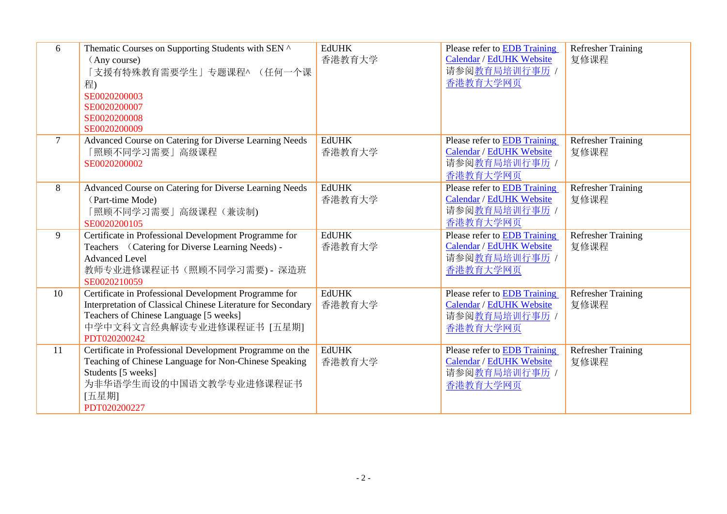| 6 | Thematic Courses on Supporting Students with SEN ^ （Any course）「支援有特殊教育需要学生」专题课程^ （任何一个课程) SE0020200003 SE0020200007 SE0020200008 SE0020200009 | EdUHK 香港教育大学 | Please refer to EDB Training Calendar / EdUHK Website 请参阅教育局培训行事历 / 香港教育大学网页 | Refresher Training 复修课程 |
|---|---|---|---|---|
| 7 | Advanced Course on Catering for Diverse Learning Needs 「照顾不同学习需要」高级课程 SE0020200002 | EdUHK 香港教育大学 | Please refer to EDB Training Calendar / EdUHK Website 请参阅教育局培训行事历 / 香港教育大学网页 | Refresher Training 复修课程 |
| 8 | Advanced Course on Catering for Diverse Learning Needs （Part-time Mode）「照顾不同学习需要」高级课程（兼读制) SE0020200105 | EdUHK 香港教育大学 | Please refer to EDB Training Calendar / EdUHK Website 请参阅教育局培训行事历 / 香港教育大学网页 | Refresher Training 复修课程 |
| 9 | Certificate in Professional Development Programme for Teachers （Catering for Diverse Learning Needs) - Advanced Level 教师专业进修课程证书（照顾不同学习需要) - 深造班 SE0020210059 | EdUHK 香港教育大学 | Please refer to EDB Training Calendar / EdUHK Website 请参阅教育局培训行事历 / 香港教育大学网页 | Refresher Training 复修课程 |
| 10 | Certificate in Professional Development Programme for Interpretation of Classical Chinese Literature for Secondary Teachers of Chinese Language [5 weeks] 中学中文科文言经典解读专业进修课程证书 [五星期] PDT020200242 | EdUHK 香港教育大学 | Please refer to EDB Training Calendar / EdUHK Website 请参阅教育局培训行事历 / 香港教育大学网页 | Refresher Training 复修课程 |
| 11 | Certificate in Professional Development Programme on the Teaching of Chinese Language for Non-Chinese Speaking Students [5 weeks] 为非华语学生而设的中国语文教学专业进修课程证书 [五星期] PDT020200227 | EdUHK 香港教育大学 | Please refer to EDB Training Calendar / EdUHK Website 请参阅教育局培训行事历 / 香港教育大学网页 | Refresher Training 复修课程 |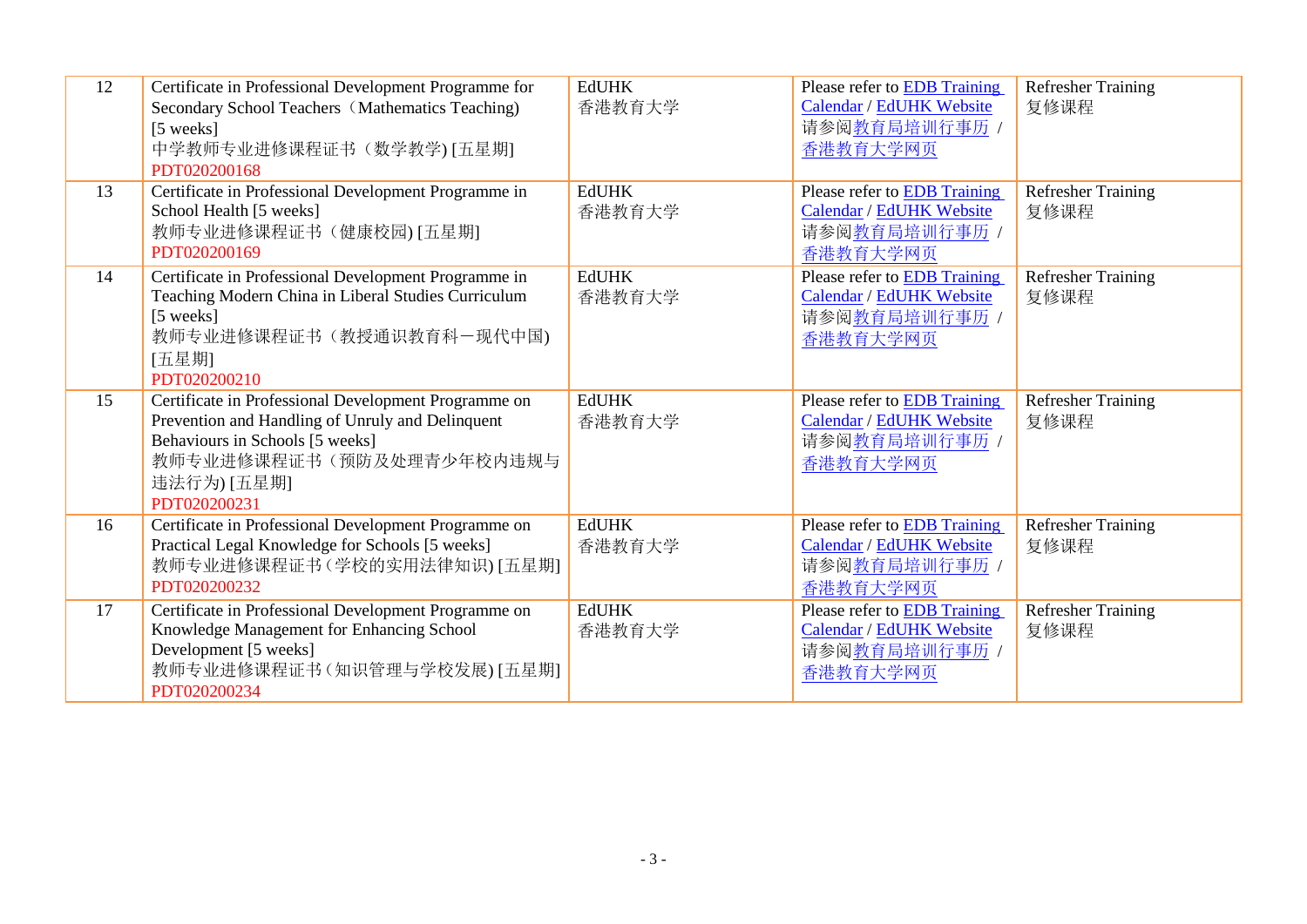| 12 | Certificate in Professional Development Programme for Secondary School Teachers（Mathematics Teaching) [5 weeks]<br>中学教师专业进修课程证书（数学教学) [五星期]<br>PDT020200168 | EdUHK<br>香港教育大学 | Please refer to EDB Training Calendar / EdUHK Website<br>请参阅教育局培训行事历 / 香港教育大学网页 | Refresher Training<br>复修课程 |
|---|---|---|---|---|
| 13 | Certificate in Professional Development Programme in School Health [5 weeks]<br>教师专业进修课程证书（健康校园) [五星期]<br>PDT020200169 | EdUHK<br>香港教育大学 | Please refer to EDB Training Calendar / EdUHK Website<br>请参阅教育局培训行事历 / 香港教育大学网页 | Refresher Training<br>复修课程 |
| 14 | Certificate in Professional Development Programme in Teaching Modern China in Liberal Studies Curriculum [5 weeks]<br>教师专业进修课程证书（教授通识教育科一现代中国) [五星期]<br>PDT020200210 | EdUHK<br>香港教育大学 | Please refer to EDB Training Calendar / EdUHK Website<br>请参阅教育局培训行事历 / 香港教育大学网页 | Refresher Training<br>复修课程 |
| 15 | Certificate in Professional Development Programme on Prevention and Handling of Unruly and Delinquent Behaviours in Schools [5 weeks]<br>教师专业进修课程证书（预防及处理青少年校内违规与违法行为) [五星期]<br>PDT020200231 | EdUHK<br>香港教育大学 | Please refer to EDB Training Calendar / EdUHK Website<br>请参阅教育局培训行事历 / 香港教育大学网页 | Refresher Training<br>复修课程 |
| 16 | Certificate in Professional Development Programme on Practical Legal Knowledge for Schools [5 weeks]<br>教师专业进修课程证书（学校的实用法律知识) [五星期]<br>PDT020200232 | EdUHK<br>香港教育大学 | Please refer to EDB Training Calendar / EdUHK Website<br>请参阅教育局培训行事历 / 香港教育大学网页 | Refresher Training<br>复修课程 |
| 17 | Certificate in Professional Development Programme on Knowledge Management for Enhancing School Development [5 weeks]<br>教师专业进修课程证书（知识管理与学校发展) [五星期]<br>PDT020200234 | EdUHK<br>香港教育大学 | Please refer to EDB Training Calendar / EdUHK Website<br>请参阅教育局培训行事历 / 香港教育大学网页 | Refresher Training<br>复修课程 |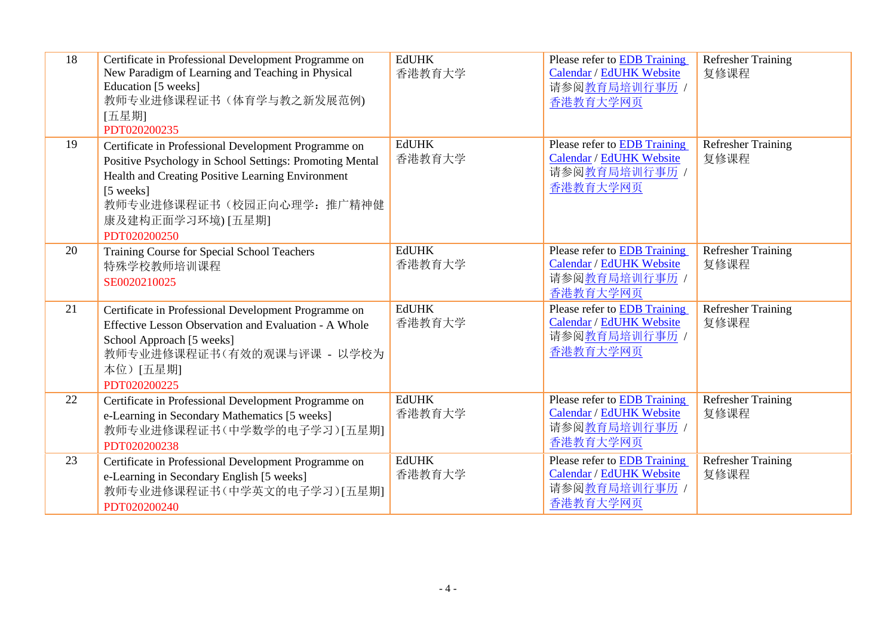| 18 | Certificate in Professional Development Programme on New Paradigm of Learning and Teaching in Physical Education [5 weeks]<br>教师专业进修课程证书（体育学与教之新发展范例)[五星期]<br>PDT020200235 | EdUHK<br>香港教育大学 | Please refer to EDB Training Calendar / EdUHK Website<br>请参阅教育局培训行事历 / 香港教育大学网页 | Refresher Training<br>复修课程 |
|---|---|---|---|---|
| 19 | Certificate in Professional Development Programme on Positive Psychology in School Settings: Promoting Mental Health and Creating Positive Learning Environment [5 weeks]<br>教师专业进修课程证书（校园正向心理学：推广精神健康及建构正面学习环境) [五星期]<br>PDT020200250 | EdUHK<br>香港教育大学 | Please refer to EDB Training Calendar / EdUHK Website<br>请参阅教育局培训行事历 / 香港教育大学网页 | Refresher Training<br>复修课程 |
| 20 | Training Course for Special School Teachers<br>特殊学校教师培训课程<br>SE0020210025 | EdUHK<br>香港教育大学 | Please refer to EDB Training Calendar / EdUHK Website<br>请参阅教育局培训行事历 / 香港教育大学网页 | Refresher Training<br>复修课程 |
| 21 | Certificate in Professional Development Programme on Effective Lesson Observation and Evaluation - A Whole School Approach [5 weeks]<br>教师专业进修课程证书（有效的观课与评课 - 以学校为本位）[五星期]<br>PDT020200225 | EdUHK<br>香港教育大学 | Please refer to EDB Training Calendar / EdUHK Website<br>请参阅教育局培训行事历 / 香港教育大学网页 | Refresher Training<br>复修课程 |
| 22 | Certificate in Professional Development Programme on e-Learning in Secondary Mathematics [5 weeks]<br>教师专业进修课程证书（中学数学的电子学习）[五星期]<br>PDT020200238 | EdUHK<br>香港教育大学 | Please refer to EDB Training Calendar / EdUHK Website<br>请参阅教育局培训行事历 / 香港教育大学网页 | Refresher Training<br>复修课程 |
| 23 | Certificate in Professional Development Programme on e-Learning in Secondary English [5 weeks]<br>教师专业进修课程证书（中学英文的电子学习）[五星期]<br>PDT020200240 | EdUHK<br>香港教育大学 | Please refer to EDB Training Calendar / EdUHK Website<br>请参阅教育局培训行事历 / 香港教育大学网页 | Refresher Training<br>复修课程 |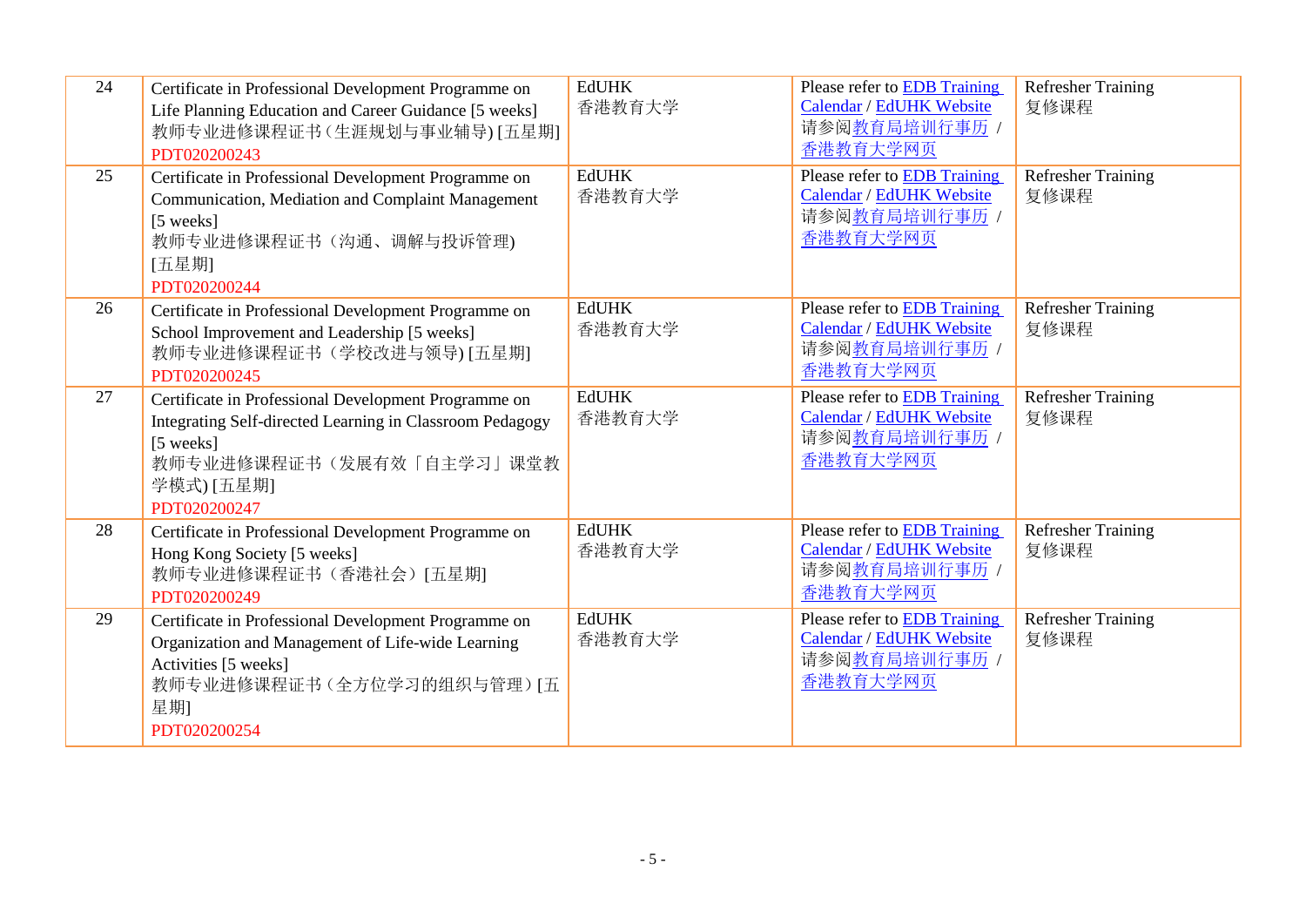| 24 | Certificate in Professional Development Programme on Life Planning Education and Career Guidance [5 weeks]<br>教师专业进修课程证书(生涯规划与事业辅导) [五星期]<br>PDT020200243 | EdUHK<br>香港教育大学 | Please refer to EDB Training Calendar / EdUHK Website<br>请参阅教育局培训行事历 / 香港教育大学网页 | Refresher Training<br>复修课程 |
|---|---|---|---|---|
| 25 | Certificate in Professional Development Programme on Communication, Mediation and Complaint Management [5 weeks]<br>教师专业进修课程证书（沟通、调解与投诉管理) [五星期]<br>PDT020200244 | EdUHK<br>香港教育大学 | Please refer to EDB Training Calendar / EdUHK Website<br>请参阅教育局培训行事历 / 香港教育大学网页 | Refresher Training<br>复修课程 |
| 26 | Certificate in Professional Development Programme on School Improvement and Leadership [5 weeks]<br>教师专业进修课程证书（学校改进与领导) [五星期]<br>PDT020200245 | EdUHK<br>香港教育大学 | Please refer to EDB Training Calendar / EdUHK Website<br>请参阅教育局培训行事历 / 香港教育大学网页 | Refresher Training<br>复修课程 |
| 27 | Certificate in Professional Development Programme on Integrating Self-directed Learning in Classroom Pedagogy [5 weeks]<br>教师专业进修课程证书（发展有效「自主学习」课堂教学模式) [五星期]<br>PDT020200247 | EdUHK<br>香港教育大学 | Please refer to EDB Training Calendar / EdUHK Website<br>请参阅教育局培训行事历 / 香港教育大学网页 | Refresher Training<br>复修课程 |
| 28 | Certificate in Professional Development Programme on Hong Kong Society [5 weeks]<br>教师专业进修课程证书（香港社会）[五星期]<br>PDT020200249 | EdUHK<br>香港教育大学 | Please refer to EDB Training Calendar / EdUHK Website<br>请参阅教育局培训行事历 / 香港教育大学网页 | Refresher Training<br>复修课程 |
| 29 | Certificate in Professional Development Programme on Organization and Management of Life-wide Learning Activities [5 weeks]<br>教师专业进修课程证书（全方位学习的组织与管理）[五星期]<br>PDT020200254 | EdUHK<br>香港教育大学 | Please refer to EDB Training Calendar / EdUHK Website<br>请参阅教育局培训行事历 / 香港教育大学网页 | Refresher Training<br>复修课程 |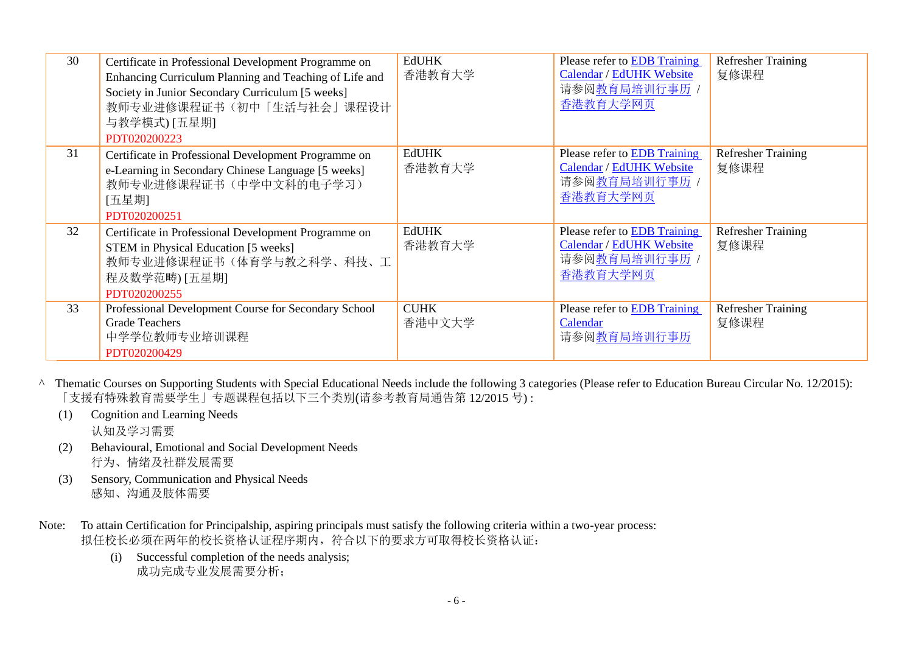| 30 | Certificate in Professional Development Programme on Enhancing Curriculum Planning and Teaching of Life and Society in Junior Secondary Curriculum [5 weeks]<br>教师专业进修课程证书（初中「生活与社会」课程设计与教学模式) [五星期]<br>PDT020200223 | EdUHK<br>香港教育大学 | Please refer to EDB Training Calendar / EdUHK Website<br>请参阅教育局培训行事历 / 香港教育大学网页 | Refresher Training<br>复修课程 |
|---|---|---|---|---|
| 31 | Certificate in Professional Development Programme on e-Learning in Secondary Chinese Language [5 weeks]<br>教师专业进修课程证书（中学中文科的电子学习）[五星期]<br>PDT020200251 | EdUHK<br>香港教育大学 | Please refer to EDB Training Calendar / EdUHK Website<br>请参阅教育局培训行事历 / 香港教育大学网页 | Refresher Training<br>复修课程 |
| 32 | Certificate in Professional Development Programme on STEM in Physical Education [5 weeks]<br>教师专业进修课程证书（体育学与教之科学、科技、工程及数学范畴) [五星期]<br>PDT020200255 | EdUHK<br>香港教育大学 | Please refer to EDB Training Calendar / EdUHK Website<br>请参阅教育局培训行事历 / 香港教育大学网页 | Refresher Training<br>复修课程 |
| 33 | Professional Development Course for Secondary School Grade Teachers<br>中学学位教师专业培训课程<br>PDT020200429 | CUHK<br>香港中文大学 | Please refer to EDB Training Calendar<br>请参阅教育局培训行事历 | Refresher Training<br>复修课程 |

^ Thematic Courses on Supporting Students with Special Educational Needs include the following 3 categories (Please refer to Education Bureau Circular No. 12/2015):
「支援有特殊教育需要学生」专题课程包括以下三个类别(请参考教育局通告第 12/2015 号) :

(1) Cognition and Learning Needs
认知及学习需要

(2) Behavioural, Emotional and Social Development Needs
行为、情绪及社群发展需要

(3) Sensory, Communication and Physical Needs
感知、沟通及肢体需要

Note: To attain Certification for Principalship, aspiring principals must satisfy the following criteria within a two-year process:
拟任校长必须在两年的校长资格认证程序期内，符合以下的要求方可取得校长资格认证：

(i) Successful completion of the needs analysis;
成功完成专业发展需要分析；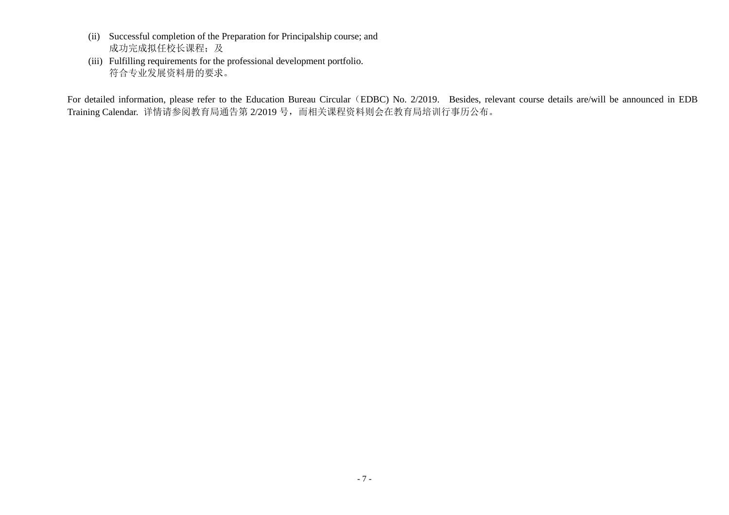(ii) Successful completion of the Preparation for Principalship course; and
成功完成拟任校长课程；及

(iii) Fulfilling requirements for the professional development portfolio.
符合专业发展资料册的要求。

For detailed information, please refer to the Education Bureau Circular（EDBC) No. 2/2019. Besides, relevant course details are/will be announced in EDB Training Calendar. 详情请参阅教育局通告第 2/2019 号，而相关课程资料则会在教育局培训行事历公布。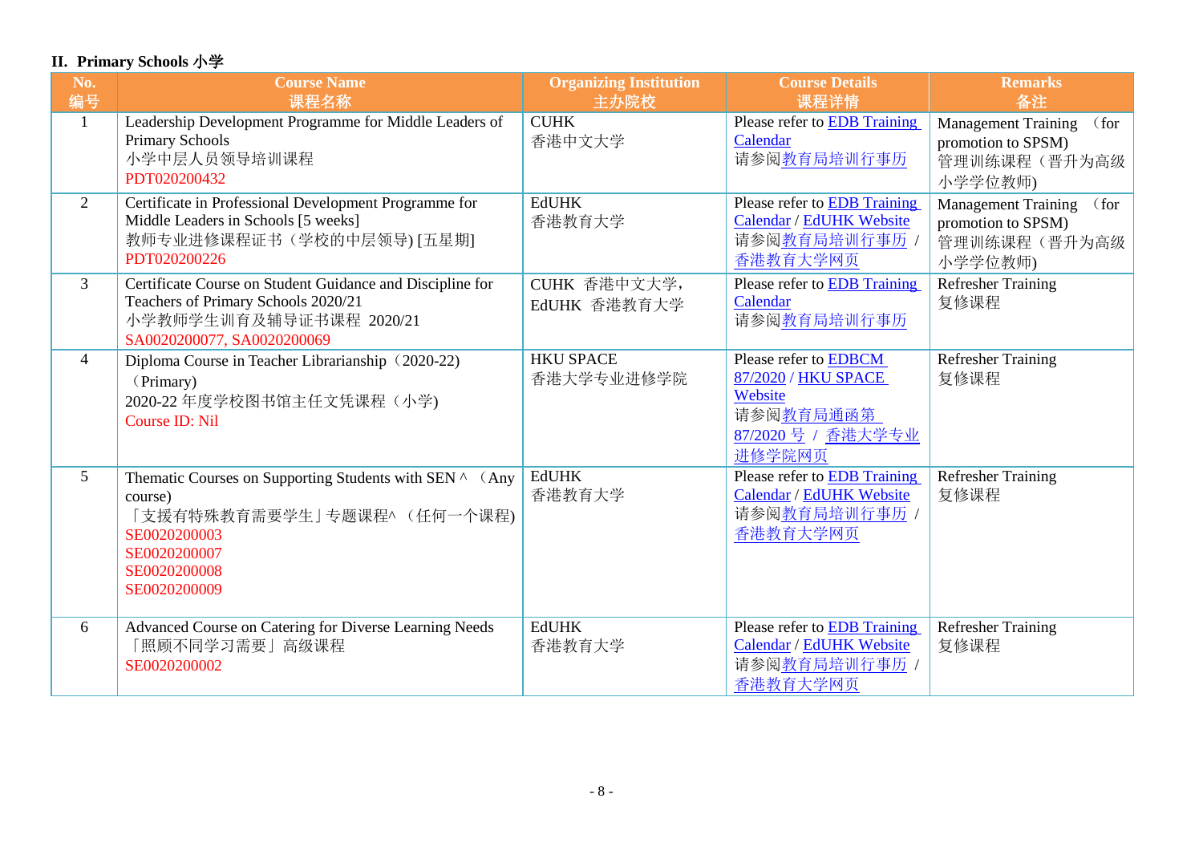## II. Primary Schools 小学

| No. 编号 | Course Name 课程名称 | Organizing Institution 主办院校 | Course Details 课程详情 | Remarks 备注 |
|---|---|---|---|---|
| 1 | Leadership Development Programme for Middle Leaders of Primary Schools<br>小学中层人员领导培训课程<br>PDT020200432 | CUHK<br>香港中文大学 | Please refer to EDB Training Calendar<br>请参阅教育局培训行事历 | Management Training （for promotion to SPSM)<br>管理训练课程（晋升为高级小学学位教师) |
| 2 | Certificate in Professional Development Programme for Middle Leaders in Schools [5 weeks]<br>教师专业进修课程证书（学校的中层领导) [五星期]<br>PDT020200226 | EdUHK<br>香港教育大学 | Please refer to EDB Training Calendar / EdUHK Website<br>请参阅教育局培训行事历 / 香港教育大学网页 | Management Training （for promotion to SPSM)<br>管理训练课程（晋升为高级小学学位教师) |
| 3 | Certificate Course on Student Guidance and Discipline for Teachers of Primary Schools 2020/21<br>小学教师学生训育及辅导证书课程 2020/21<br>SA0020200077, SA0020200069 | CUHK 香港中文大学,<br>EdUHK 香港教育大学 | Please refer to EDB Training Calendar<br>请参阅教育局培训行事历 | Refresher Training<br>复修课程 |
| 4 | Diploma Course in Teacher Librarianship（2020-22)（Primary)<br>2020-22 年度学校图书馆主任文凭课程（小学)<br>Course ID: Nil | HKU SPACE<br>香港大学专业进修学院 | Please refer to EDBCM 87/2020 / HKU SPACE Website<br>请参阅教育局通函第 87/2020 号 / 香港大学专业进修学院网页 | Refresher Training<br>复修课程 |
| 5 | Thematic Courses on Supporting Students with SEN ^ （Any course)<br>「支援有特殊教育需要学生」专题课程^（任何一个课程)<br>SE0020200003<br>SE0020200007<br>SE0020200008<br>SE0020200009 | EdUHK<br>香港教育大学 | Please refer to EDB Training Calendar / EdUHK Website<br>请参阅教育局培训行事历 / 香港教育大学网页 | Refresher Training<br>复修课程 |
| 6 | Advanced Course on Catering for Diverse Learning Needs<br>「照顾不同学习需要」高级课程<br>SE0020200002 | EdUHK<br>香港教育大学 | Please refer to EDB Training Calendar / EdUHK Website<br>请参阅教育局培训行事历 / 香港教育大学网页 | Refresher Training<br>复修课程 |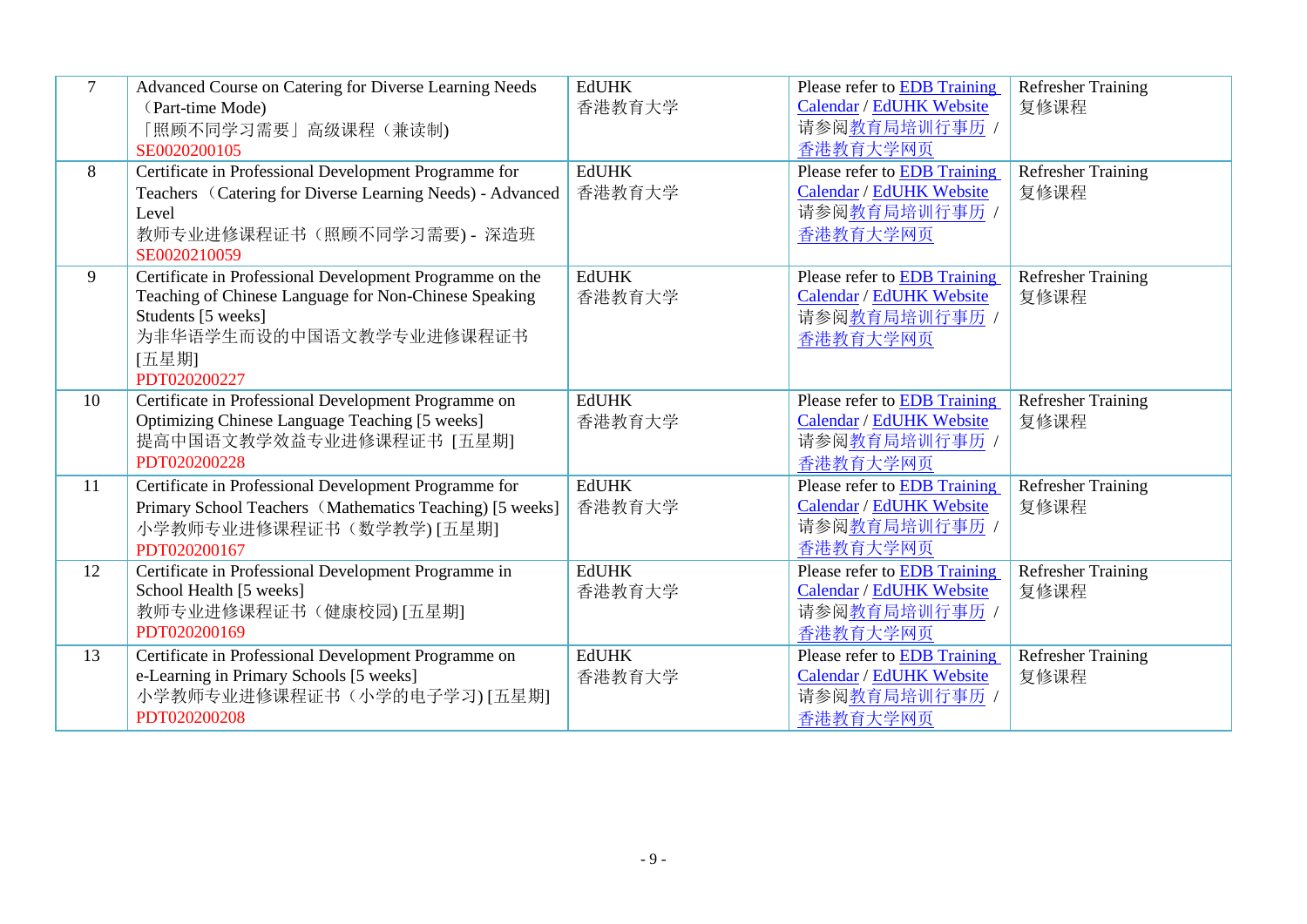| 7 | Advanced Course on Catering for Diverse Learning Needs （Part-time Mode）<br>「照顾不同学习需要」高级课程（兼读制)<br>SE0020200105 | EdUHK<br>香港教育大学 | Please refer to EDB Training Calendar / EdUHK Website<br>请参阅教育局培训行事历 / 香港教育大学网页 | Refresher Training<br>复修课程 |
|---|---|---|---|---|
| 8 | Certificate in Professional Development Programme for Teachers （Catering for Diverse Learning Needs) - Advanced Level<br>教师专业进修课程证书（照顾不同学习需要) - 深造班<br>SE0020210059 | EdUHK<br>香港教育大学 | Please refer to EDB Training Calendar / EdUHK Website<br>请参阅教育局培训行事历 / 香港教育大学网页 | Refresher Training<br>复修课程 |
| 9 | Certificate in Professional Development Programme on the Teaching of Chinese Language for Non-Chinese Speaking Students [5 weeks]<br>为非华语学生而设的中国语文教学专业进修课程证书 [五星期]<br>PDT020200227 | EdUHK<br>香港教育大学 | Please refer to EDB Training Calendar / EdUHK Website<br>请参阅教育局培训行事历 / 香港教育大学网页 | Refresher Training<br>复修课程 |
| 10 | Certificate in Professional Development Programme on Optimizing Chinese Language Teaching [5 weeks]<br>提高中国语文教学效益专业进修课程证书 [五星期]<br>PDT020200228 | EdUHK<br>香港教育大学 | Please refer to EDB Training Calendar / EdUHK Website<br>请参阅教育局培训行事历 / 香港教育大学网页 | Refresher Training<br>复修课程 |
| 11 | Certificate in Professional Development Programme for Primary School Teachers（Mathematics Teaching) [5 weeks]<br>小学教师专业进修课程证书（数学教学) [五星期]<br>PDT020200167 | EdUHK<br>香港教育大学 | Please refer to EDB Training Calendar / EdUHK Website<br>请参阅教育局培训行事历 / 香港教育大学网页 | Refresher Training<br>复修课程 |
| 12 | Certificate in Professional Development Programme in School Health [5 weeks]<br>教师专业进修课程证书（健康校园) [五星期]<br>PDT020200169 | EdUHK<br>香港教育大学 | Please refer to EDB Training Calendar / EdUHK Website<br>请参阅教育局培训行事历 / 香港教育大学网页 | Refresher Training<br>复修课程 |
| 13 | Certificate in Professional Development Programme on e-Learning in Primary Schools [5 weeks]<br>小学教师专业进修课程证书（小学的电子学习) [五星期]<br>PDT020200208 | EdUHK<br>香港教育大学 | Please refer to EDB Training Calendar / EdUHK Website<br>请参阅教育局培训行事历 / 香港教育大学网页 | Refresher Training<br>复修课程 |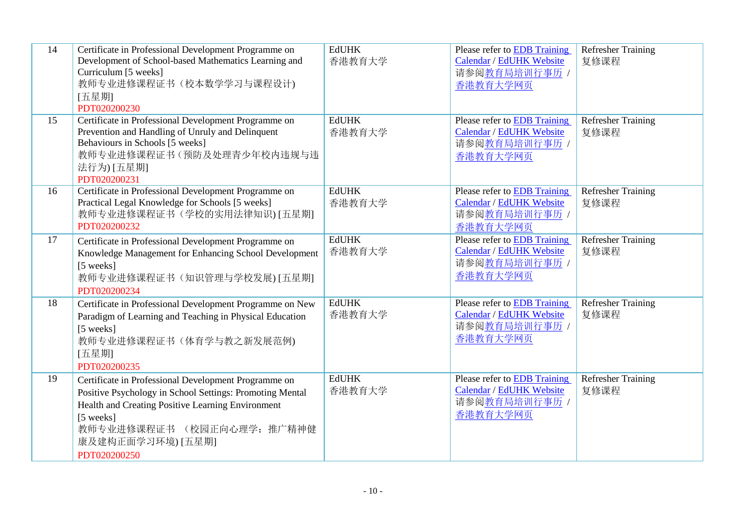| 14 | Certificate in Professional Development Programme on Development of School-based Mathematics Learning and Curriculum [5 weeks]<br>教师专业进修课程证书（校本数学学习与课程设计) [五星期]<br>PDT020200230 | EdUHK<br>香港教育大学 | Please refer to EDB Training Calendar / EdUHK Website<br>请参阅教育局培训行事历 / 香港教育大学网页 | Refresher Training<br>复修课程 |
|---|---|---|---|---|
| 15 | Certificate in Professional Development Programme on Prevention and Handling of Unruly and Delinquent Behaviours in Schools [5 weeks]<br>教师专业进修课程证书（预防及处理青少年校内违规与违法行为) [五星期]<br>PDT020200231 | EdUHK<br>香港教育大学 | Please refer to EDB Training Calendar / EdUHK Website<br>请参阅教育局培训行事历 / 香港教育大学网页 | Refresher Training<br>复修课程 |
| 16 | Certificate in Professional Development Programme on Practical Legal Knowledge for Schools [5 weeks]<br>教师专业进修课程证书（学校的实用法律知识) [五星期]<br>PDT020200232 | EdUHK<br>香港教育大学 | Please refer to EDB Training Calendar / EdUHK Website<br>请参阅教育局培训行事历 / 香港教育大学网页 | Refresher Training<br>复修课程 |
| 17 | Certificate in Professional Development Programme on Knowledge Management for Enhancing School Development [5 weeks]<br>教师专业进修课程证书（知识管理与学校发展) [五星期]<br>PDT020200234 | EdUHK<br>香港教育大学 | Please refer to EDB Training Calendar / EdUHK Website<br>请参阅教育局培训行事历 / 香港教育大学网页 | Refresher Training<br>复修课程 |
| 18 | Certificate in Professional Development Programme on New Paradigm of Learning and Teaching in Physical Education [5 weeks]<br>教师专业进修课程证书（体育学与教之新发展范例) [五星期]<br>PDT020200235 | EdUHK<br>香港教育大学 | Please refer to EDB Training Calendar / EdUHK Website<br>请参阅教育局培训行事历 / 香港教育大学网页 | Refresher Training<br>复修课程 |
| 19 | Certificate in Professional Development Programme on Positive Psychology in School Settings: Promoting Mental Health and Creating Positive Learning Environment [5 weeks]<br>教师专业进修课程证书 （校园正向心理学：推广精神健康及建构正面学习环境) [五星期]<br>PDT020200250 | EdUHK<br>香港教育大学 | Please refer to EDB Training Calendar / EdUHK Website<br>请参阅教育局培训行事历 / 香港教育大学网页 | Refresher Training<br>复修课程 |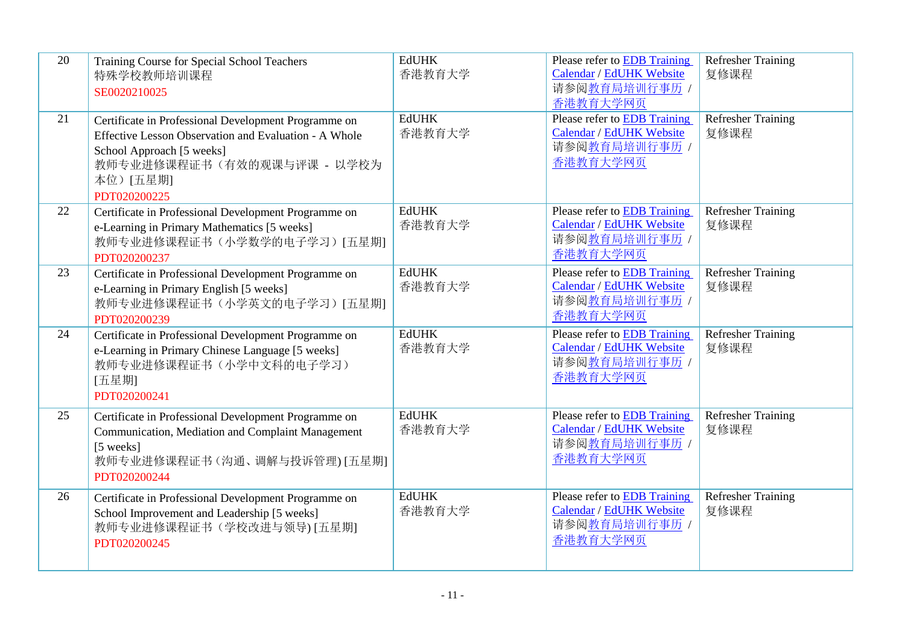| 20 | Training Course for Special School Teachers<br>特殊学校教师培训课程<br>SE0020210025 | EdUHK<br>香港教育大学 | Please refer to EDB Training Calendar / EdUHK Website<br>请参阅教育局培训行事历 / 香港教育大学网页 | Refresher Training<br>复修课程 |
|---|---|---|---|---|
| 21 | Certificate in Professional Development Programme on Effective Lesson Observation and Evaluation - A Whole School Approach [5 weeks]<br>教师专业进修课程证书（有效的观课与评课 - 以学校为本位）[五星期]<br>PDT020200225 | EdUHK<br>香港教育大学 | Please refer to EDB Training Calendar / EdUHK Website<br>请参阅教育局培训行事历 / 香港教育大学网页 | Refresher Training<br>复修课程 |
| 22 | Certificate in Professional Development Programme on e-Learning in Primary Mathematics [5 weeks]<br>教师专业进修课程证书（小学数学的电子学习）[五星期]<br>PDT020200237 | EdUHK<br>香港教育大学 | Please refer to EDB Training Calendar / EdUHK Website<br>请参阅教育局培训行事历 / 香港教育大学网页 | Refresher Training<br>复修课程 |
| 23 | Certificate in Professional Development Programme on e-Learning in Primary English [5 weeks]<br>教师专业进修课程证书（小学英文的电子学习）[五星期]<br>PDT020200239 | EdUHK<br>香港教育大学 | Please refer to EDB Training Calendar / EdUHK Website<br>请参阅教育局培训行事历 / 香港教育大学网页 | Refresher Training<br>复修课程 |
| 24 | Certificate in Professional Development Programme on e-Learning in Primary Chinese Language [5 weeks]<br>教师专业进修课程证书（小学中文科的电子学习）[五星期]<br>PDT020200241 | EdUHK<br>香港教育大学 | Please refer to EDB Training Calendar / EdUHK Website<br>请参阅教育局培训行事历 / 香港教育大学网页 | Refresher Training<br>复修课程 |
| 25 | Certificate in Professional Development Programme on Communication, Mediation and Complaint Management [5 weeks]<br>教师专业进修课程证书（沟通、调解与投诉管理) [五星期]<br>PDT020200244 | EdUHK<br>香港教育大学 | Please refer to EDB Training Calendar / EdUHK Website<br>请参阅教育局培训行事历 / 香港教育大学网页 | Refresher Training<br>复修课程 |
| 26 | Certificate in Professional Development Programme on School Improvement and Leadership [5 weeks]<br>教师专业进修课程证书（学校改进与领导) [五星期]<br>PDT020200245 | EdUHK<br>香港教育大学 | Please refer to EDB Training Calendar / EdUHK Website<br>请参阅教育局培训行事历 / 香港教育大学网页 | Refresher Training<br>复修课程 |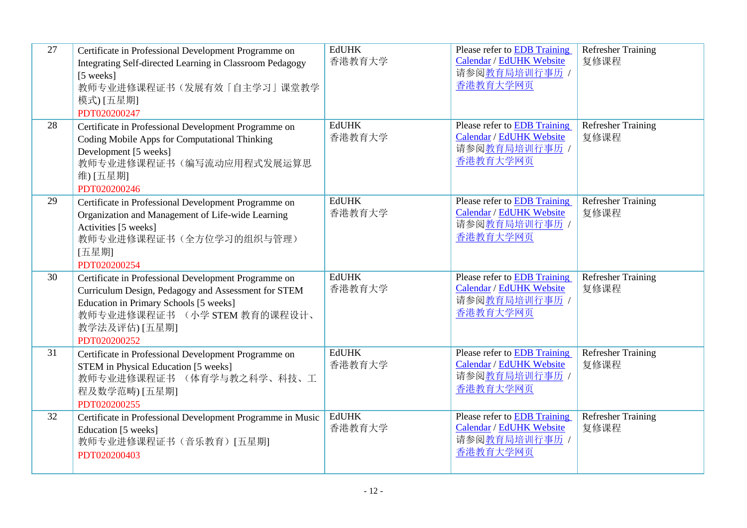| 27 | Certificate in Professional Development Programme on Integrating Self-directed Learning in Classroom Pedagogy [5 weeks]<br>教师专业进修课程证书（发展有效「自主学习」课堂教学模式) [五星期]<br>PDT020200247 | EdUHK<br>香港教育大学 | Please refer to EDB Training Calendar / EdUHK Website<br>请参阅教育局培训行事历 / 香港教育大学网页 | Refresher Training<br>复修课程 |
|---|---|---|---|---|
| 28 | Certificate in Professional Development Programme on Coding Mobile Apps for Computational Thinking Development [5 weeks]<br>教师专业进修课程证书（编写流动应用程式发展运算思维) [五星期]<br>PDT020200246 | EdUHK<br>香港教育大学 | Please refer to EDB Training Calendar / EdUHK Website<br>请参阅教育局培训行事历 / 香港教育大学网页 | Refresher Training<br>复修课程 |
| 29 | Certificate in Professional Development Programme on Organization and Management of Life-wide Learning Activities [5 weeks]<br>教师专业进修课程证书（全方位学习的组织与管理）[五星期]<br>PDT020200254 | EdUHK<br>香港教育大学 | Please refer to EDB Training Calendar / EdUHK Website<br>请参阅教育局培训行事历 / 香港教育大学网页 | Refresher Training<br>复修课程 |
| 30 | Certificate in Professional Development Programme on Curriculum Design, Pedagogy and Assessment for STEM Education in Primary Schools [5 weeks]<br>教师专业进修课程证书 （小学 STEM 教育的课程设计、教学法及评估) [五星期]<br>PDT020200252 | EdUHK<br>香港教育大学 | Please refer to EDB Training Calendar / EdUHK Website<br>请参阅教育局培训行事历 / 香港教育大学网页 | Refresher Training<br>复修课程 |
| 31 | Certificate in Professional Development Programme on STEM in Physical Education [5 weeks]<br>教师专业进修课程证书 （体育学与教之科学、科技、工程及数学范畴) [五星期]<br>PDT020200255 | EdUHK<br>香港教育大学 | Please refer to EDB Training Calendar / EdUHK Website<br>请参阅教育局培训行事历 / 香港教育大学网页 | Refresher Training<br>复修课程 |
| 32 | Certificate in Professional Development Programme in Music Education [5 weeks]<br>教师专业进修课程证书（音乐教育）[五星期]<br>PDT020200403 | EdUHK<br>香港教育大学 | Please refer to EDB Training Calendar / EdUHK Website<br>请参阅教育局培训行事历 / 香港教育大学网页 | Refresher Training<br>复修课程 |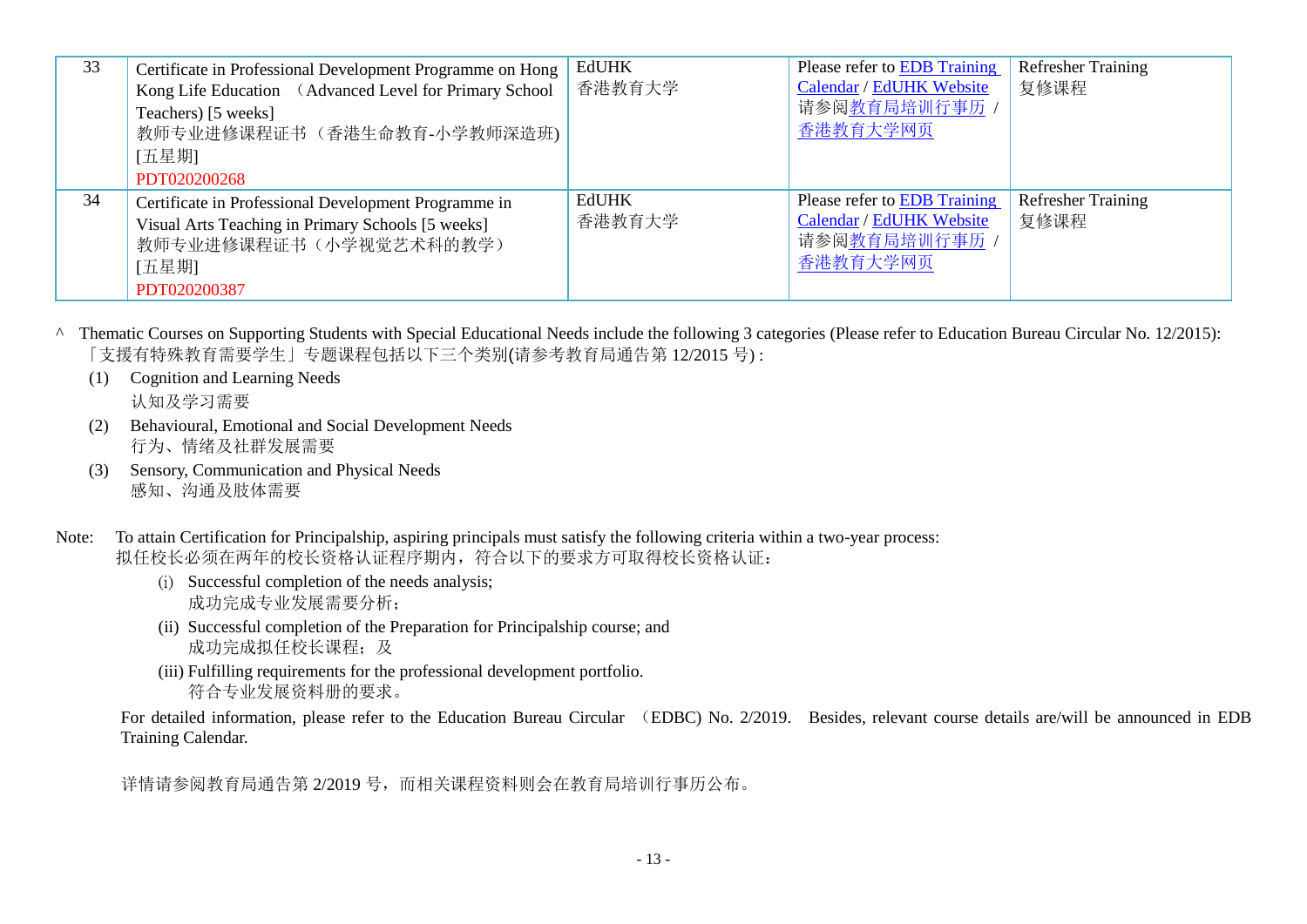| | | | | |
|---|---|---|---|---|
| 33 | Certificate in Professional Development Programme on Hong Kong Life Education （Advanced Level for Primary School Teachers) [5 weeks]<br>教师专业进修课程证书（香港生命教育-小学教师深造班)<br>[五星期]<br>PDT020200268 | EdUHK<br>香港教育大学 | Please refer to EDB Training Calendar / EdUHK Website<br>请参阅教育局培训行事历 / 香港教育大学网页 | Refresher Training<br>复修课程 |
| 34 | Certificate in Professional Development Programme in Visual Arts Teaching in Primary Schools [5 weeks]<br>教师专业进修课程证书（小学视觉艺术科的教学）<br>[五星期]<br>PDT020200387 | EdUHK<br>香港教育大学 | Please refer to EDB Training Calendar / EdUHK Website<br>请参阅教育局培训行事历 / 香港教育大学网页 | Refresher Training<br>复修课程 |

^ Thematic Courses on Supporting Students with Special Educational Needs include the following 3 categories (Please refer to Education Bureau Circular No. 12/2015):
「支援有特殊教育需要学生」专题课程包括以下三个类别(请参考教育局通告第 12/2015 号) :

(1) Cognition and Learning Needs
认知及学习需要

(2) Behavioural, Emotional and Social Development Needs
行为、情绪及社群发展需要

(3) Sensory, Communication and Physical Needs
感知、沟通及肢体需要

Note: To attain Certification for Principalship, aspiring principals must satisfy the following criteria within a two-year process:
拟任校长必须在两年的校长资格认证程序期内，符合以下的要求方可取得校长资格认证：

(i) Successful completion of the needs analysis;
成功完成专业发展需要分析；

(ii) Successful completion of the Preparation for Principalship course; and
成功完成拟任校长课程；及

(iii) Fulfilling requirements for the professional development portfolio.
符合专业发展资料册的要求。

For detailed information, please refer to the Education Bureau Circular （EDBC) No. 2/2019. Besides, relevant course details are/will be announced in EDB Training Calendar.

详情请参阅教育局通告第 2/2019 号，而相关课程资料则会在教育局培训行事历公布。